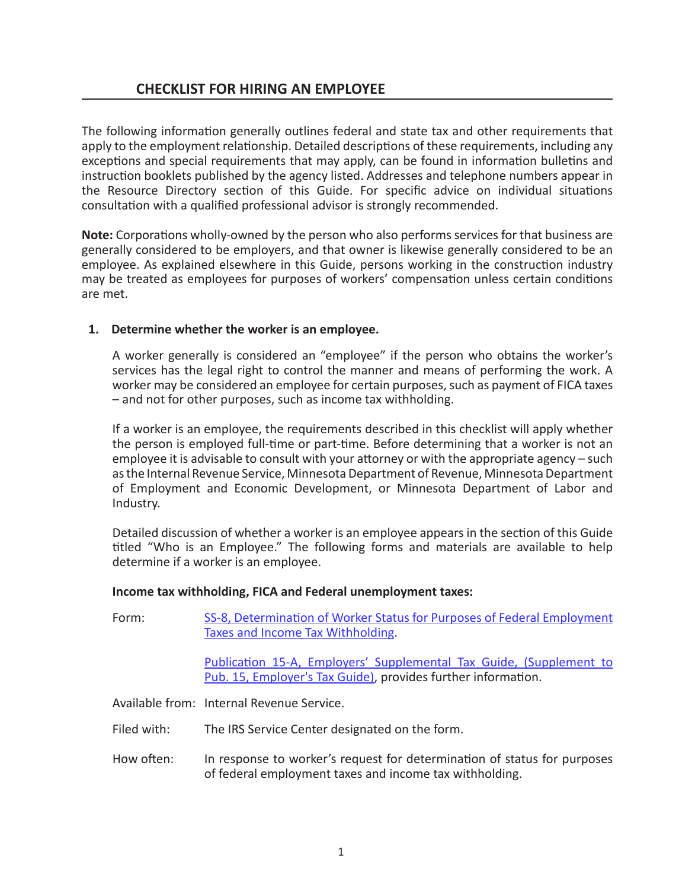# CHECKLIST FOR HIRING AN EMPLOYEE

The following information generally outlines federal and state tax and other requirements that apply to the employment relationship. Detailed descriptions of these requirements, including any exceptions and special requirements that may apply, can be found in information bulletins and instruction booklets published by the agency listed. Addresses and telephone numbers appear in the Resource Directory section of this Guide. For specific advice on individual situations consultation with a qualified professional advisor is strongly recommended.

**Note:** Corporations wholly-owned by the person who also performs services for that business are generally considered to be employers, and that owner is likewise generally considered to be an employee. As explained elsewhere in this Guide, persons working in the construction industry may be treated as employees for purposes of workers' compensation unless certain conditions are met.

## 1. Determine whether the worker is an employee.

A worker generally is considered an "employee" if the person who obtains the worker's services has the legal right to control the manner and means of performing the work. A worker may be considered an employee for certain purposes, such as payment of FICA taxes – and not for other purposes, such as income tax withholding.

If a worker is an employee, the requirements described in this checklist will apply whether the person is employed full-time or part-time. Before determining that a worker is not an employee it is advisable to consult with your attorney or with the appropriate agency – such as the Internal Revenue Service, Minnesota Department of Revenue, Minnesota Department of Employment and Economic Development, or Minnesota Department of Labor and Industry.

Detailed discussion of whether a worker is an employee appears in the section of this Guide titled "Who is an Employee." The following forms and materials are available to help determine if a worker is an employee.

**Income tax withholding, FICA and Federal unemployment taxes:**

Form: SS-8, Determination of Worker Status for Purposes of Federal Employment Taxes and Income Tax Withholding.

Publication 15-A, Employers' Supplemental Tax Guide, (Supplement to Pub. 15, Employer's Tax Guide), provides further information.

Available from: Internal Revenue Service.

Filed with: The IRS Service Center designated on the form.

How often: In response to worker's request for determination of status for purposes of federal employment taxes and income tax withholding.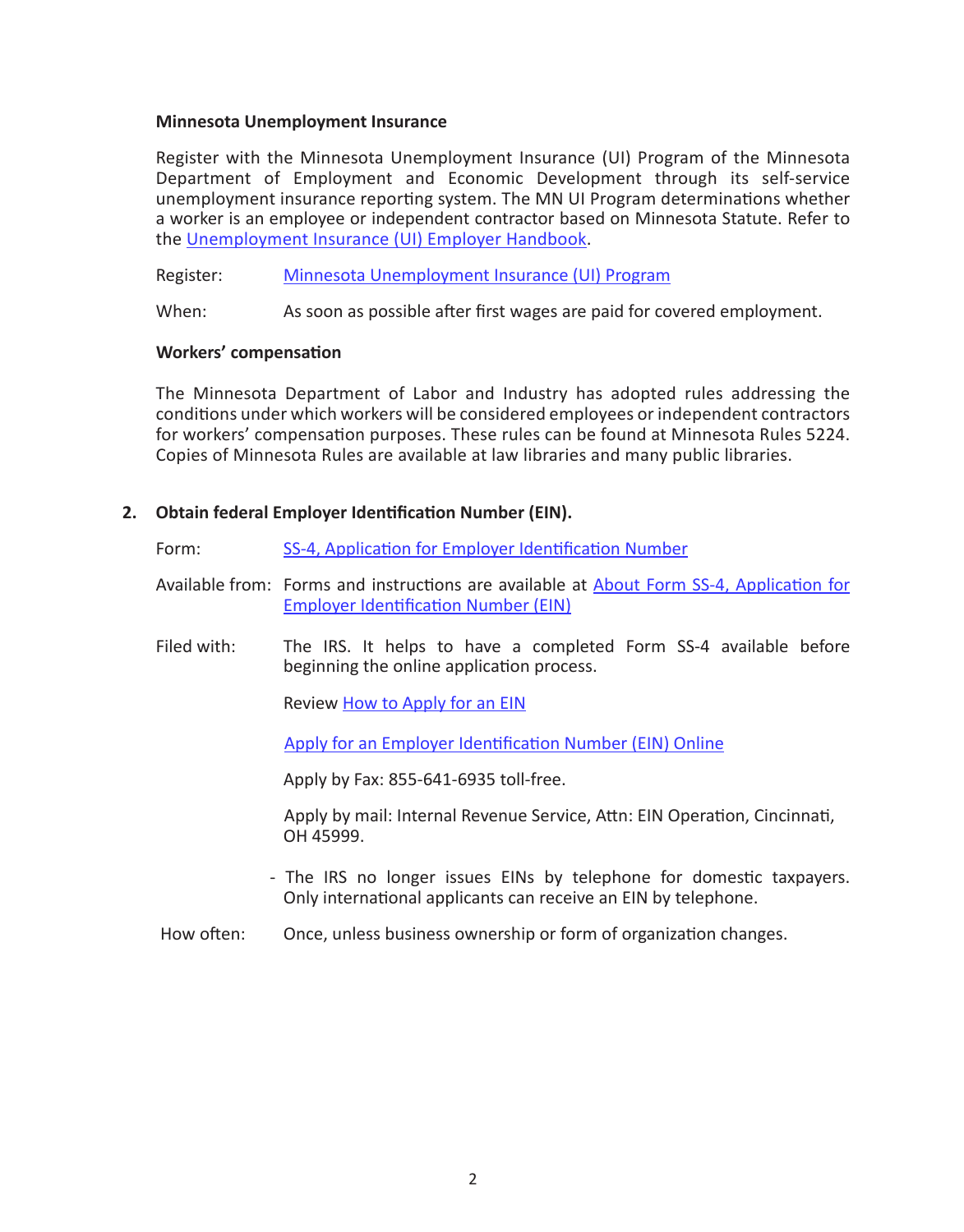**Minnesota Unemployment Insurance**

Register with the Minnesota Unemployment Insurance (UI) Program of the Minnesota Department of Employment and Economic Development through its self-service unemployment insurance reporting system. The MN UI Program determinations whether a worker is an employee or independent contractor based on Minnesota Statute. Refer to the Unemployment Insurance (UI) Employer Handbook.

Register: Minnesota Unemployment Insurance (UI) Program

When: As soon as possible after first wages are paid for covered employment.

**Workers' compensation**

The Minnesota Department of Labor and Industry has adopted rules addressing the conditions under which workers will be considered employees or independent contractors for workers' compensation purposes. These rules can be found at Minnesota Rules 5224. Copies of Minnesota Rules are available at law libraries and many public libraries.

2. **Obtain federal Employer Identification Number (EIN).**

Form: SS-4, Application for Employer Identification Number

Available from: Forms and instructions are available at About Form SS-4, Application for Employer Identification Number (EIN)

Filed with: The IRS. It helps to have a completed Form SS-4 available before beginning the online application process.

Review How to Apply for an EIN

Apply for an Employer Identification Number (EIN) Online

Apply by Fax: 855-641-6935 toll-free.

Apply by mail: Internal Revenue Service, Attn: EIN Operation, Cincinnati, OH 45999.

- The IRS no longer issues EINs by telephone for domestic taxpayers. Only international applicants can receive an EIN by telephone.

How often: Once, unless business ownership or form of organization changes.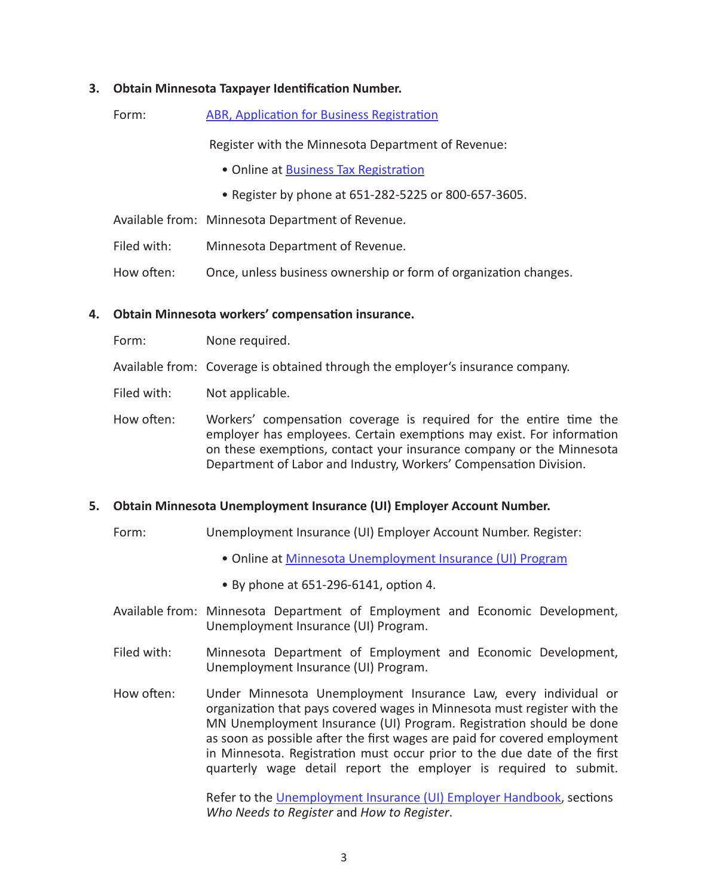### 3. Obtain Minnesota Taxpayer Identification Number.

Form: ABR, Application for Business Registration

Register with the Minnesota Department of Revenue:

- Online at Business Tax Registration
- Register by phone at 651-282-5225 or 800-657-3605.

Available from: Minnesota Department of Revenue.

Filed with: Minnesota Department of Revenue.

How often: Once, unless business ownership or form of organization changes.

### 4. Obtain Minnesota workers' compensation insurance.

Form: None required.

Available from: Coverage is obtained through the employer's insurance company.

Filed with: Not applicable.

How often: Workers' compensation coverage is required for the entire time the employer has employees. Certain exemptions may exist. For information on these exemptions, contact your insurance company or the Minnesota Department of Labor and Industry, Workers' Compensation Division.

### 5. Obtain Minnesota Unemployment Insurance (UI) Employer Account Number.

Form: Unemployment Insurance (UI) Employer Account Number. Register:

- Online at Minnesota Unemployment Insurance (UI) Program
- By phone at 651-296-6141, option 4.

Available from: Minnesota Department of Employment and Economic Development, Unemployment Insurance (UI) Program.

Filed with: Minnesota Department of Employment and Economic Development, Unemployment Insurance (UI) Program.

How often: Under Minnesota Unemployment Insurance Law, every individual or organization that pays covered wages in Minnesota must register with the MN Unemployment Insurance (UI) Program. Registration should be done as soon as possible after the first wages are paid for covered employment in Minnesota. Registration must occur prior to the due date of the first quarterly wage detail report the employer is required to submit.

Refer to the Unemployment Insurance (UI) Employer Handbook, sections *Who Needs to Register* and *How to Register*.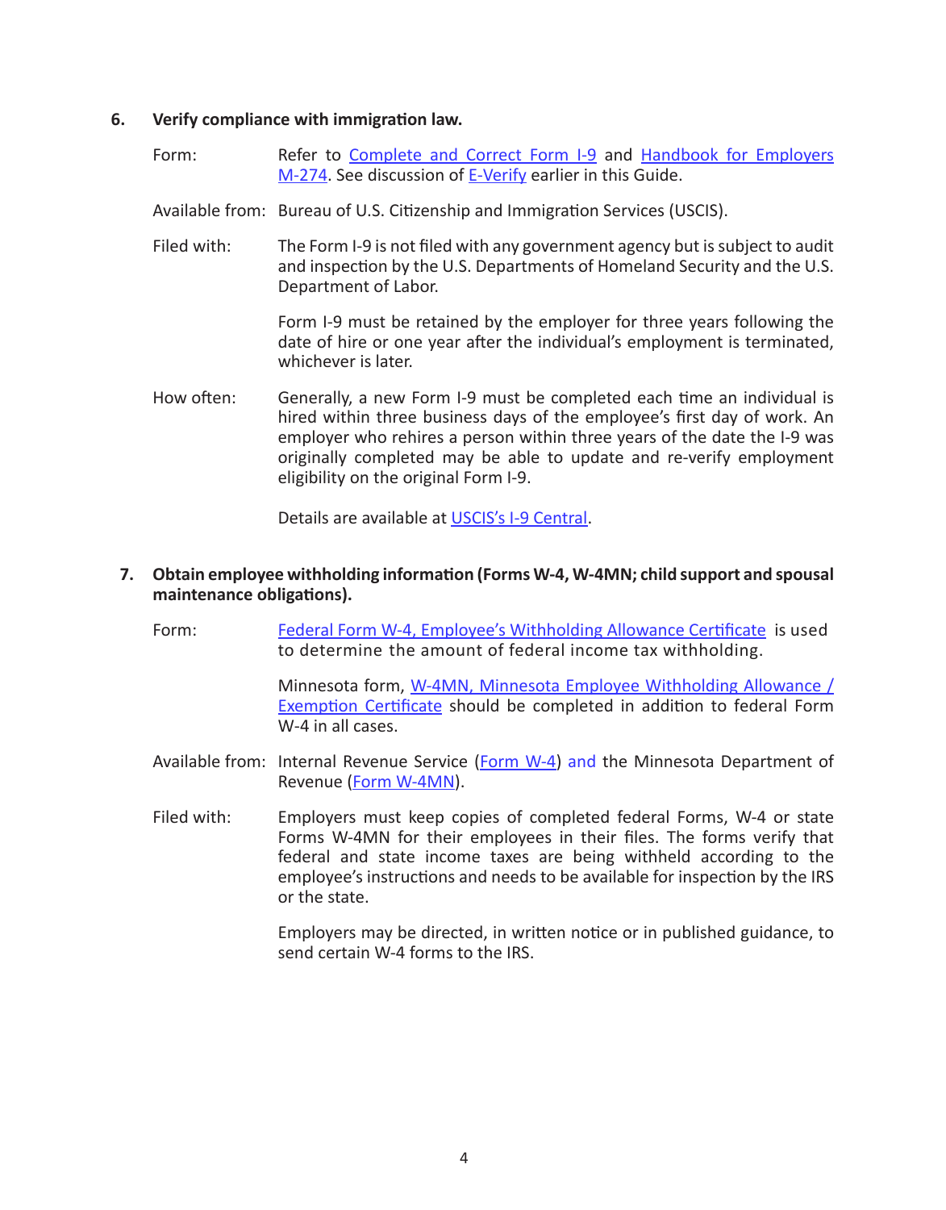**6. Verify compliance with immigration law.**

Form: Refer to Complete and Correct Form I-9 and Handbook for Employers M-274. See discussion of E-Verify earlier in this Guide.

Available from: Bureau of U.S. Citizenship and Immigration Services (USCIS).

Filed with: The Form I-9 is not filed with any government agency but is subject to audit and inspection by the U.S. Departments of Homeland Security and the U.S. Department of Labor.

Form I-9 must be retained by the employer for three years following the date of hire or one year after the individual's employment is terminated, whichever is later.

How often: Generally, a new Form I-9 must be completed each time an individual is hired within three business days of the employee's first day of work. An employer who rehires a person within three years of the date the I-9 was originally completed may be able to update and re-verify employment eligibility on the original Form I-9.

Details are available at USCIS's I-9 Central.

**7. Obtain employee withholding information (Forms W-4, W-4MN; child support and spousal maintenance obligations).**

Form: Federal Form W-4, Employee's Withholding Allowance Certificate is used to determine the amount of federal income tax withholding.

Minnesota form, W-4MN, Minnesota Employee Withholding Allowance / Exemption Certificate should be completed in addition to federal Form W-4 in all cases.

Available from: Internal Revenue Service (Form W-4) and the Minnesota Department of Revenue (Form W-4MN).

Filed with: Employers must keep copies of completed federal Forms, W-4 or state Forms W-4MN for their employees in their files. The forms verify that federal and state income taxes are being withheld according to the employee's instructions and needs to be available for inspection by the IRS or the state.

Employers may be directed, in written notice or in published guidance, to send certain W-4 forms to the IRS.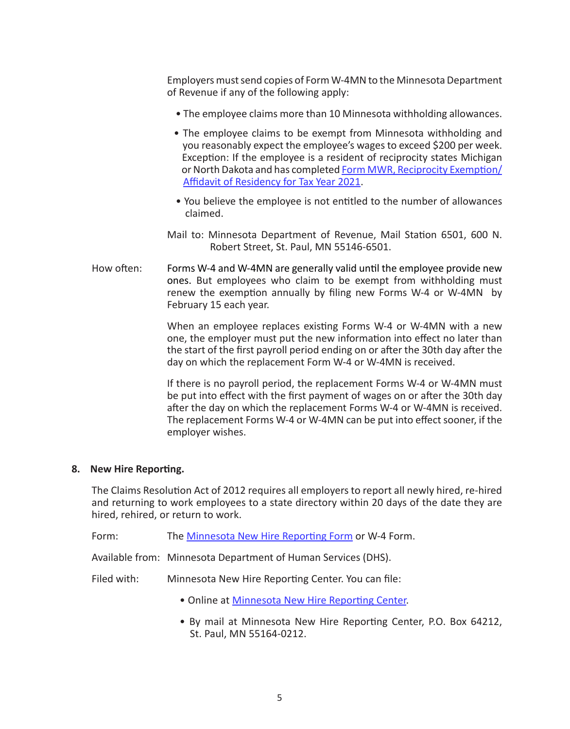Employers must send copies of Form W-4MN to the Minnesota Department of Revenue if any of the following apply:

- The employee claims more than 10 Minnesota withholding allowances.
- The employee claims to be exempt from Minnesota withholding and you reasonably expect the employee's wages to exceed $200 per week. Exception: If the employee is a resident of reciprocity states Michigan or North Dakota and has completed Form MWR, Reciprocity Exemption/ Affidavit of Residency for Tax Year 2021.
- You believe the employee is not entitled to the number of allowances claimed.

Mail to: Minnesota Department of Revenue, Mail Station 6501, 600 N. Robert Street, St. Paul, MN 55146-6501.

How often: Forms W-4 and W-4MN are generally valid until the employee provide new ones. But employees who claim to be exempt from withholding must renew the exemption annually by filing new Forms W-4 or W-4MN by February 15 each year.

When an employee replaces existing Forms W-4 or W-4MN with a new one, the employer must put the new information into effect no later than the start of the first payroll period ending on or after the 30th day after the day on which the replacement Form W-4 or W-4MN is received.

If there is no payroll period, the replacement Forms W-4 or W-4MN must be put into effect with the first payment of wages on or after the 30th day after the day on which the replacement Forms W-4 or W-4MN is received. The replacement Forms W-4 or W-4MN can be put into effect sooner, if the employer wishes.

## 8. New Hire Reporting.

The Claims Resolution Act of 2012 requires all employers to report all newly hired, re-hired and returning to work employees to a state directory within 20 days of the date they are hired, rehired, or return to work.

Form: The Minnesota New Hire Reporting Form or W-4 Form.

Available from: Minnesota Department of Human Services (DHS).

Filed with: Minnesota New Hire Reporting Center. You can file:

- Online at Minnesota New Hire Reporting Center.
- By mail at Minnesota New Hire Reporting Center, P.O. Box 64212, St. Paul, MN 55164-0212.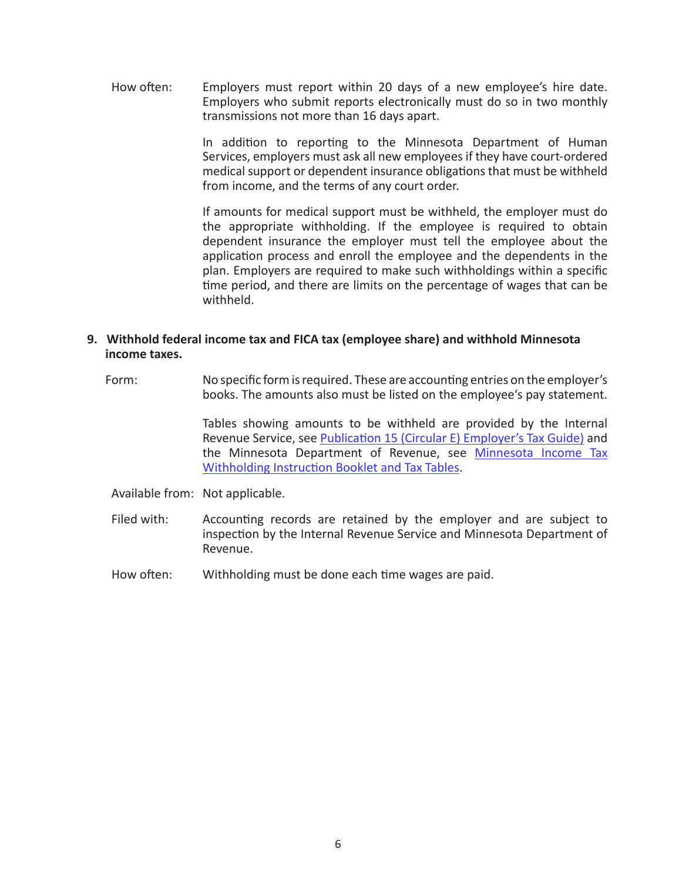How often: Employers must report within 20 days of a new employee's hire date. Employers who submit reports electronically must do so in two monthly transmissions not more than 16 days apart.

In addition to reporting to the Minnesota Department of Human Services, employers must ask all new employees if they have court-ordered medical support or dependent insurance obligations that must be withheld from income, and the terms of any court order.

If amounts for medical support must be withheld, the employer must do the appropriate withholding. If the employee is required to obtain dependent insurance the employer must tell the employee about the application process and enroll the employee and the dependents in the plan. Employers are required to make such withholdings within a specific time period, and there are limits on the percentage of wages that can be withheld.

**9. Withhold federal income tax and FICA tax (employee share) and withhold Minnesota income taxes.**

Form: No specific form is required. These are accounting entries on the employer's books. The amounts also must be listed on the employee's pay statement.

Tables showing amounts to be withheld are provided by the Internal Revenue Service, see Publication 15 (Circular E) Employer's Tax Guide) and the Minnesota Department of Revenue, see Minnesota Income Tax Withholding Instruction Booklet and Tax Tables.

Available from: Not applicable.

Filed with: Accounting records are retained by the employer and are subject to inspection by the Internal Revenue Service and Minnesota Department of Revenue.

How often: Withholding must be done each time wages are paid.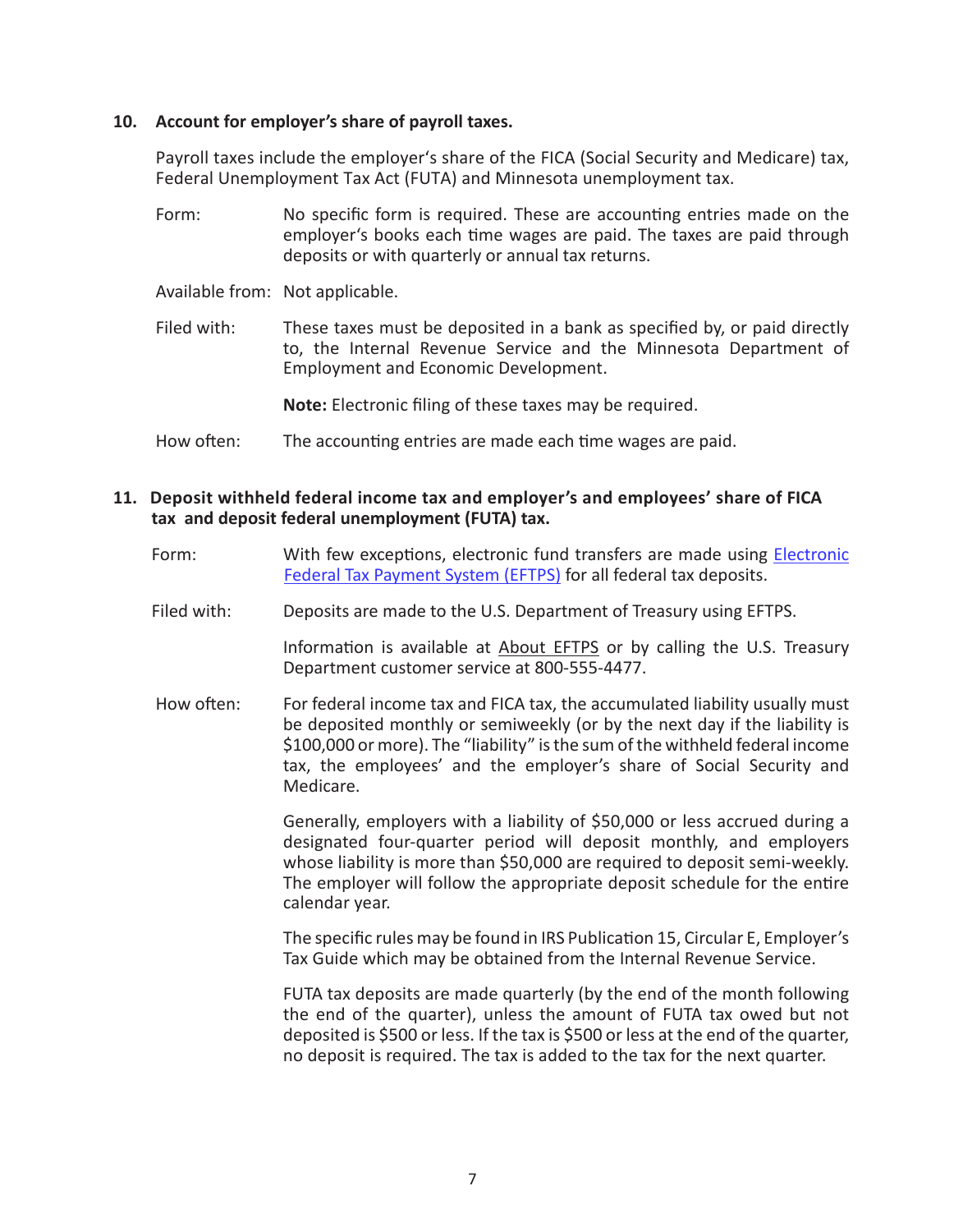**10. Account for employer's share of payroll taxes.**

Payroll taxes include the employer's share of the FICA (Social Security and Medicare) tax, Federal Unemployment Tax Act (FUTA) and Minnesota unemployment tax.

Form: No specific form is required. These are accounting entries made on the employer's books each time wages are paid. The taxes are paid through deposits or with quarterly or annual tax returns.

Available from: Not applicable.

Filed with: These taxes must be deposited in a bank as specified by, or paid directly to, the Internal Revenue Service and the Minnesota Department of Employment and Economic Development.

**Note:** Electronic filing of these taxes may be required.

How often: The accounting entries are made each time wages are paid.

**11. Deposit withheld federal income tax and employer's and employees' share of FICA tax and deposit federal unemployment (FUTA) tax.**

Form: With few exceptions, electronic fund transfers are made using Electronic Federal Tax Payment System (EFTPS) for all federal tax deposits.

Filed with: Deposits are made to the U.S. Department of Treasury using EFTPS.

Information is available at About EFTPS or by calling the U.S. Treasury Department customer service at 800-555-4477.

How often: For federal income tax and FICA tax, the accumulated liability usually must be deposited monthly or semiweekly (or by the next day if the liability is $100,000 or more). The "liability" is the sum of the withheld federal income tax, the employees' and the employer's share of Social Security and Medicare.

Generally, employers with a liability of $50,000 or less accrued during a designated four-quarter period will deposit monthly, and employers whose liability is more than $50,000 are required to deposit semi-weekly. The employer will follow the appropriate deposit schedule for the entire calendar year.

The specific rules may be found in IRS Publication 15, Circular E, Employer's Tax Guide which may be obtained from the Internal Revenue Service.

FUTA tax deposits are made quarterly (by the end of the month following the end of the quarter), unless the amount of FUTA tax owed but not deposited is $500 or less. If the tax is $500 or less at the end of the quarter, no deposit is required. The tax is added to the tax for the next quarter.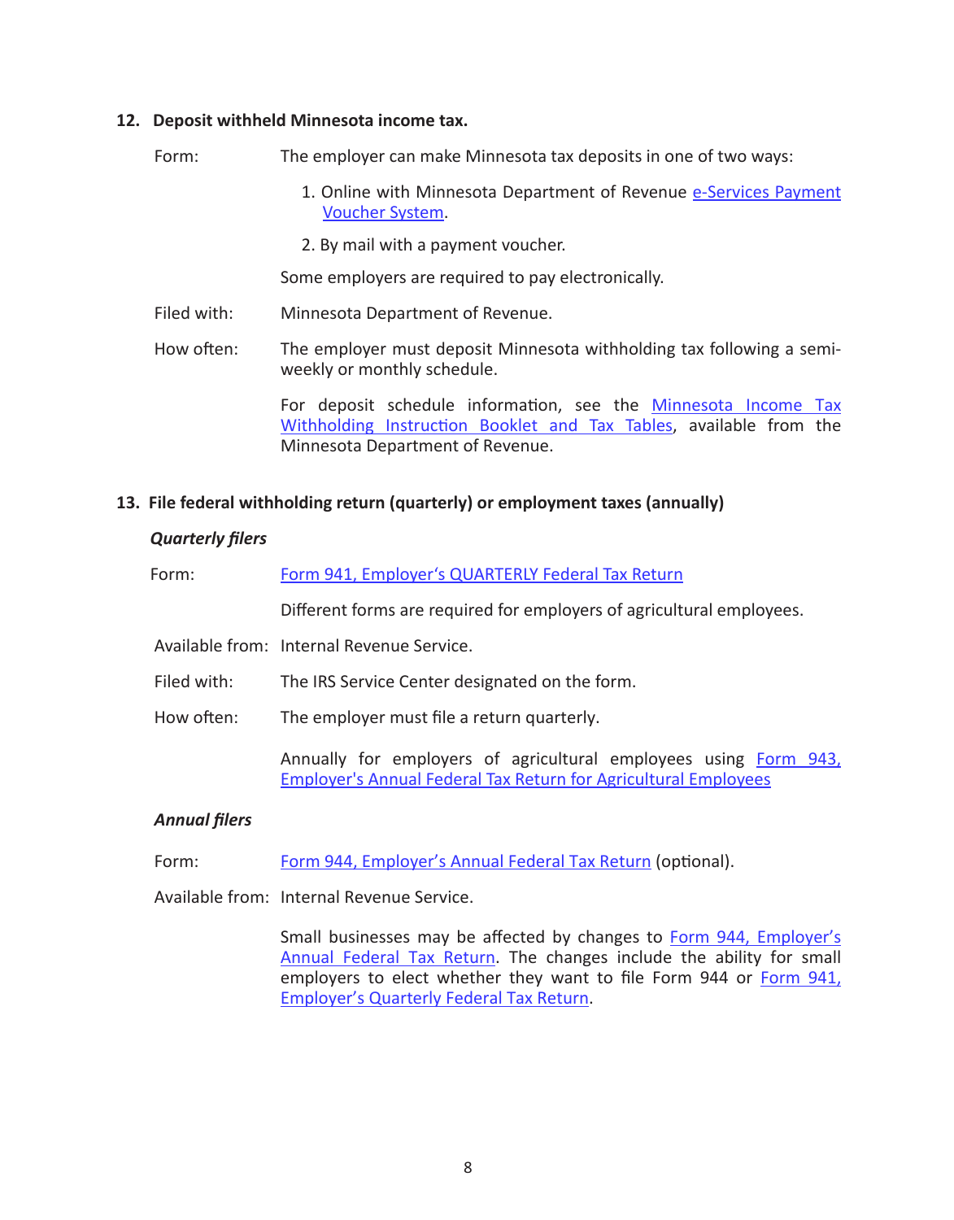## 12. Deposit withheld Minnesota income tax.

Form: The employer can make Minnesota tax deposits in one of two ways:

1. Online with Minnesota Department of Revenue e-Services Payment Voucher System.
2. By mail with a payment voucher.

Some employers are required to pay electronically.

Filed with: Minnesota Department of Revenue.

How often: The employer must deposit Minnesota withholding tax following a semi-weekly or monthly schedule.

For deposit schedule information, see the Minnesota Income Tax Withholding Instruction Booklet and Tax Tables, available from the Minnesota Department of Revenue.

## 13. File federal withholding return (quarterly) or employment taxes (annually)

### *Quarterly filers*

Form: Form 941, Employer's QUARTERLY Federal Tax Return

Different forms are required for employers of agricultural employees.

Available from: Internal Revenue Service.

Filed with: The IRS Service Center designated on the form.

How often: The employer must file a return quarterly.

Annually for employers of agricultural employees using Form 943, Employer's Annual Federal Tax Return for Agricultural Employees

### *Annual filers*

Form: Form 944, Employer's Annual Federal Tax Return (optional).

Available from: Internal Revenue Service.

Small businesses may be affected by changes to Form 944, Employer's Annual Federal Tax Return. The changes include the ability for small employers to elect whether they want to file Form 944 or Form 941, Employer's Quarterly Federal Tax Return.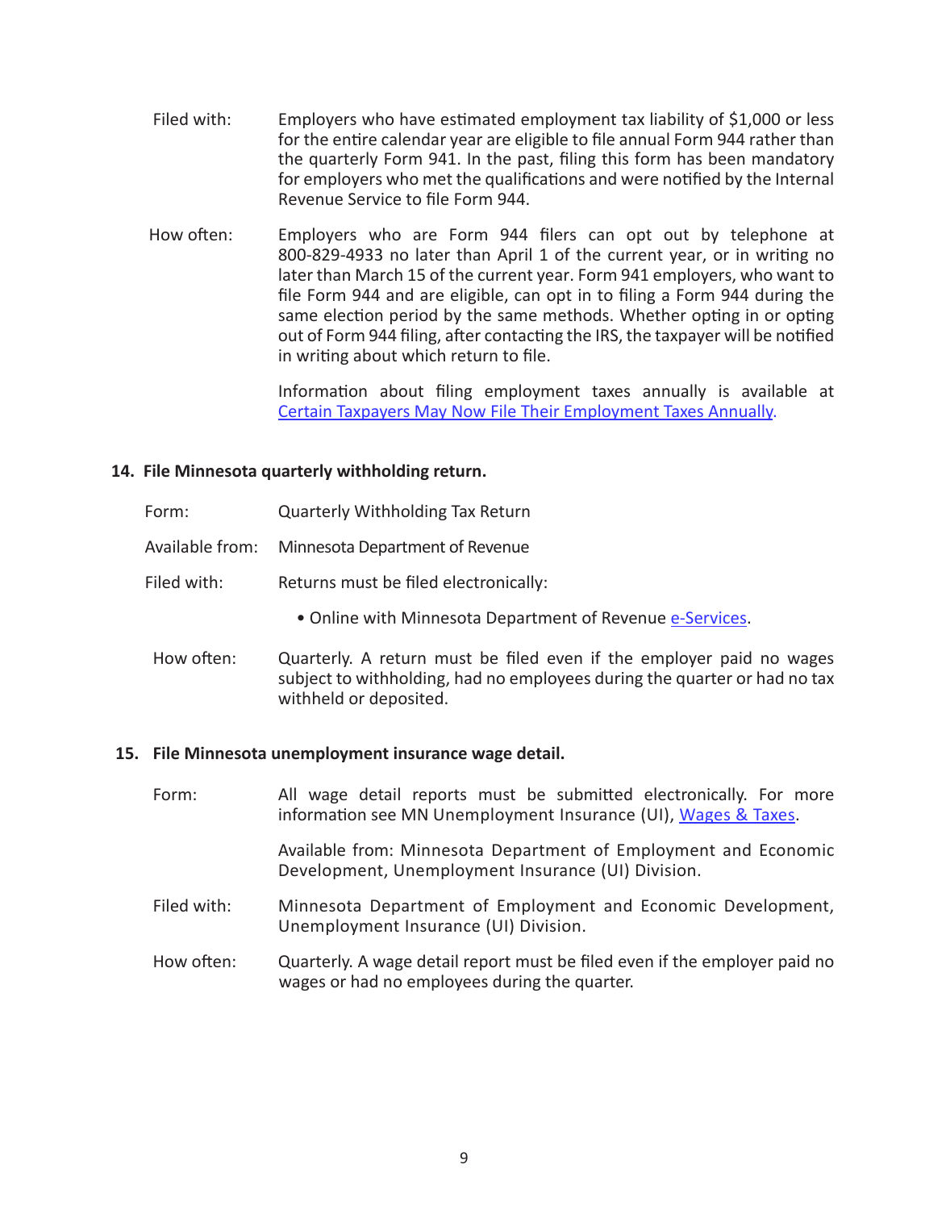Filed with: Employers who have estimated employment tax liability of $1,000 or less for the entire calendar year are eligible to file annual Form 944 rather than the quarterly Form 941. In the past, filing this form has been mandatory for employers who met the qualifications and were notified by the Internal Revenue Service to file Form 944.

How often: Employers who are Form 944 filers can opt out by telephone at 800-829-4933 no later than April 1 of the current year, or in writing no later than March 15 of the current year. Form 941 employers, who want to file Form 944 and are eligible, can opt in to filing a Form 944 during the same election period by the same methods. Whether opting in or opting out of Form 944 filing, after contacting the IRS, the taxpayer will be notified in writing about which return to file.

Information about filing employment taxes annually is available at Certain Taxpayers May Now File Their Employment Taxes Annually.

**14. File Minnesota quarterly withholding return.**

Form: Quarterly Withholding Tax Return

Available from: Minnesota Department of Revenue

Filed with: Returns must be filed electronically:

- Online with Minnesota Department of Revenue e-Services.

How often: Quarterly. A return must be filed even if the employer paid no wages subject to withholding, had no employees during the quarter or had no tax withheld or deposited.

**15. File Minnesota unemployment insurance wage detail.**

Form: All wage detail reports must be submitted electronically. For more information see MN Unemployment Insurance (UI), Wages & Taxes.

Available from: Minnesota Department of Employment and Economic Development, Unemployment Insurance (UI) Division.

Filed with: Minnesota Department of Employment and Economic Development, Unemployment Insurance (UI) Division.

How often: Quarterly. A wage detail report must be filed even if the employer paid no wages or had no employees during the quarter.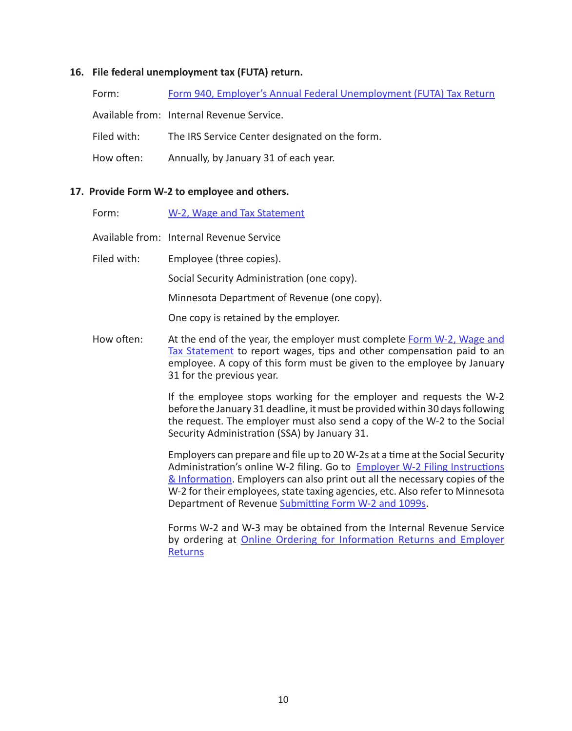### 16. File federal unemployment tax (FUTA) return.

Form: Form 940, Employer's Annual Federal Unemployment (FUTA) Tax Return

Available from: Internal Revenue Service.

Filed with: The IRS Service Center designated on the form.

How often: Annually, by January 31 of each year.

### 17. Provide Form W-2 to employee and others.

Form: W-2, Wage and Tax Statement

Available from: Internal Revenue Service

Filed with: Employee (three copies).

Social Security Administration (one copy).

Minnesota Department of Revenue (one copy).

One copy is retained by the employer.

How often: At the end of the year, the employer must complete Form W-2, Wage and Tax Statement to report wages, tips and other compensation paid to an employee. A copy of this form must be given to the employee by January 31 for the previous year.

If the employee stops working for the employer and requests the W-2 before the January 31 deadline, it must be provided within 30 days following the request. The employer must also send a copy of the W-2 to the Social Security Administration (SSA) by January 31.

Employers can prepare and file up to 20 W-2s at a time at the Social Security Administration's online W-2 filing. Go to Employer W-2 Filing Instructions & Information. Employers can also print out all the necessary copies of the W-2 for their employees, state taxing agencies, etc. Also refer to Minnesota Department of Revenue Submitting Form W-2 and 1099s.

Forms W-2 and W-3 may be obtained from the Internal Revenue Service by ordering at Online Ordering for Information Returns and Employer Returns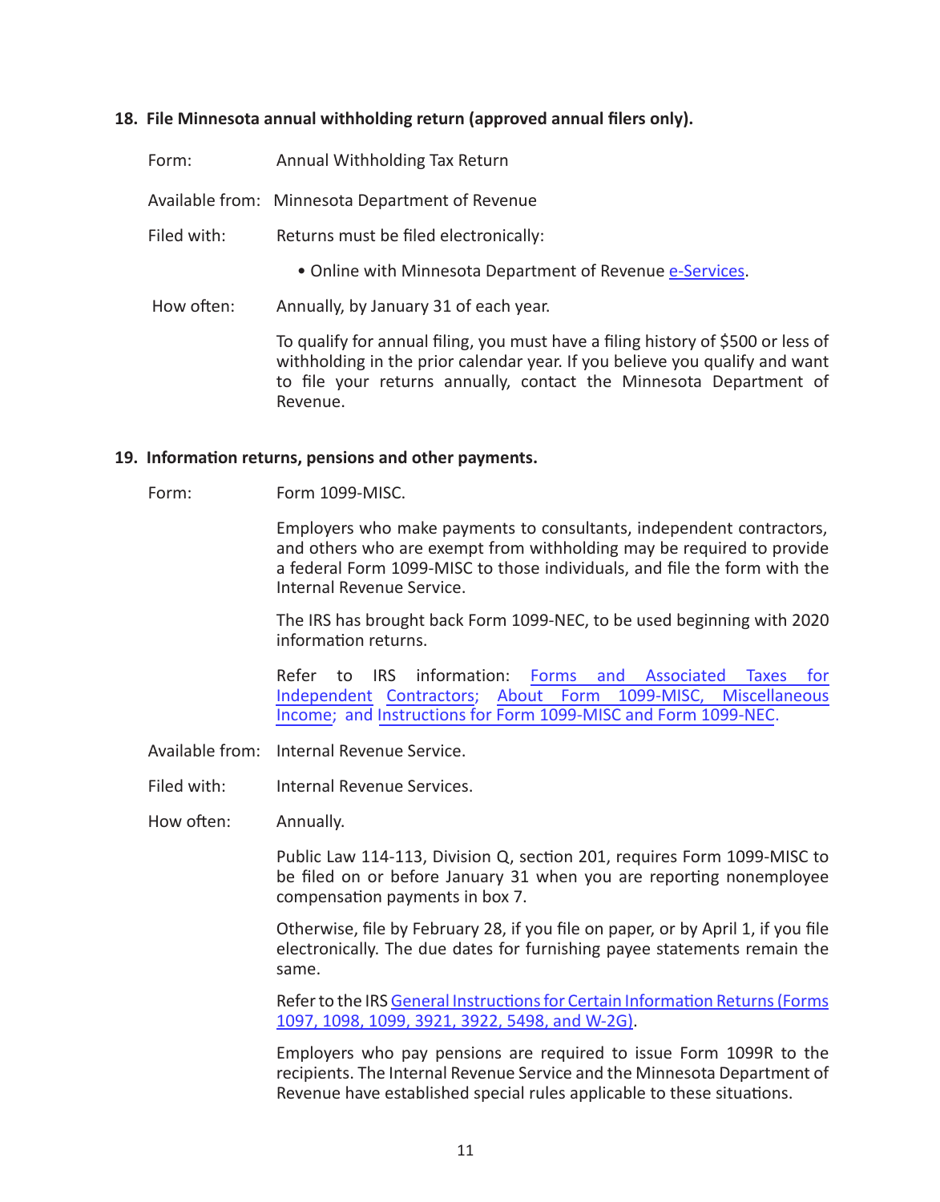**18. File Minnesota annual withholding return (approved annual filers only).**

Form: Annual Withholding Tax Return

Available from: Minnesota Department of Revenue

Filed with: Returns must be filed electronically:

- Online with Minnesota Department of Revenue e-Services.

How often: Annually, by January 31 of each year.

To qualify for annual filing, you must have a filing history of $500 or less of withholding in the prior calendar year. If you believe you qualify and want to file your returns annually, contact the Minnesota Department of Revenue.

**19. Information returns, pensions and other payments.**

Form: Form 1099-MISC.

Employers who make payments to consultants, independent contractors, and others who are exempt from withholding may be required to provide a federal Form 1099-MISC to those individuals, and file the form with the Internal Revenue Service.

The IRS has brought back Form 1099-NEC, to be used beginning with 2020 information returns.

Refer to IRS information: Forms and Associated Taxes for Independent Contractors; About Form 1099-MISC, Miscellaneous Income; and Instructions for Form 1099-MISC and Form 1099-NEC.

Available from: Internal Revenue Service.

Filed with: Internal Revenue Services.

How often: Annually.

Public Law 114-113, Division Q, section 201, requires Form 1099-MISC to be filed on or before January 31 when you are reporting nonemployee compensation payments in box 7.

Otherwise, file by February 28, if you file on paper, or by April 1, if you file electronically. The due dates for furnishing payee statements remain the same.

Refer to the IRS General Instructions for Certain Information Returns (Forms 1097, 1098, 1099, 3921, 3922, 5498, and W-2G).

Employers who pay pensions are required to issue Form 1099R to the recipients. The Internal Revenue Service and the Minnesota Department of Revenue have established special rules applicable to these situations.